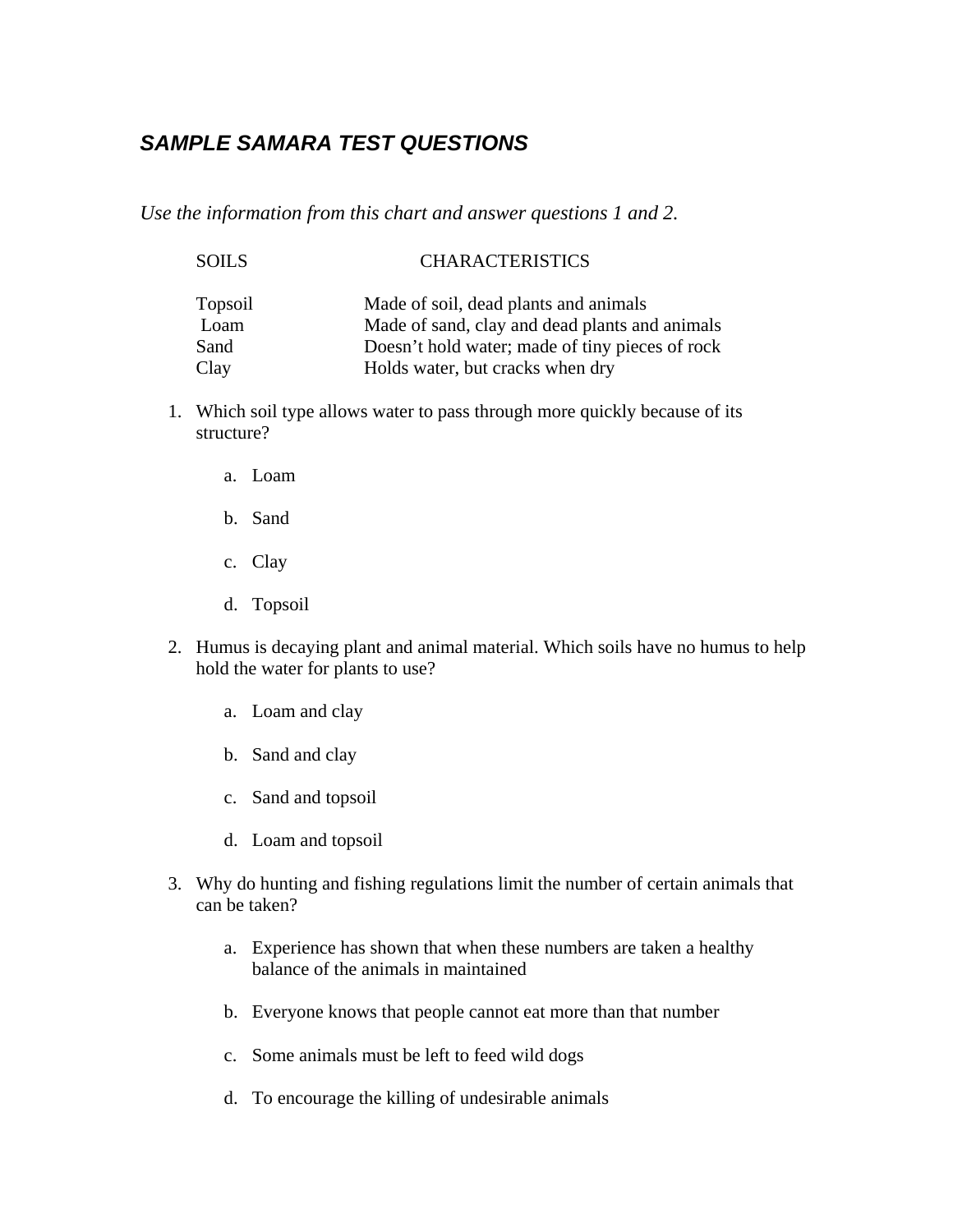## *SAMPLE SAMARA TEST QUESTIONS*

*Use the information from this chart and answer questions 1 and 2.*

| SOILS | CHARACTERISTICS |
|---|---|
| Topsoil | Made of soil, dead plants and animals |
| Loam | Made of sand, clay and dead plants and animals |
| Sand | Doesn't hold water; made of tiny pieces of rock |
| Clay | Holds water, but cracks when dry |

1. Which soil type allows water to pass through more quickly because of its structure?

    a. Loam

    b. Sand

    c. Clay

    d. Topsoil

2. Humus is decaying plant and animal material. Which soils have no humus to help hold the water for plants to use?

    a. Loam and clay

    b. Sand and clay

    c. Sand and topsoil

    d. Loam and topsoil

3. Why do hunting and fishing regulations limit the number of certain animals that can be taken?

    a. Experience has shown that when these numbers are taken a healthy balance of the animals in maintained

    b. Everyone knows that people cannot eat more than that number

    c. Some animals must be left to feed wild dogs

    d. To encourage the killing of undesirable animals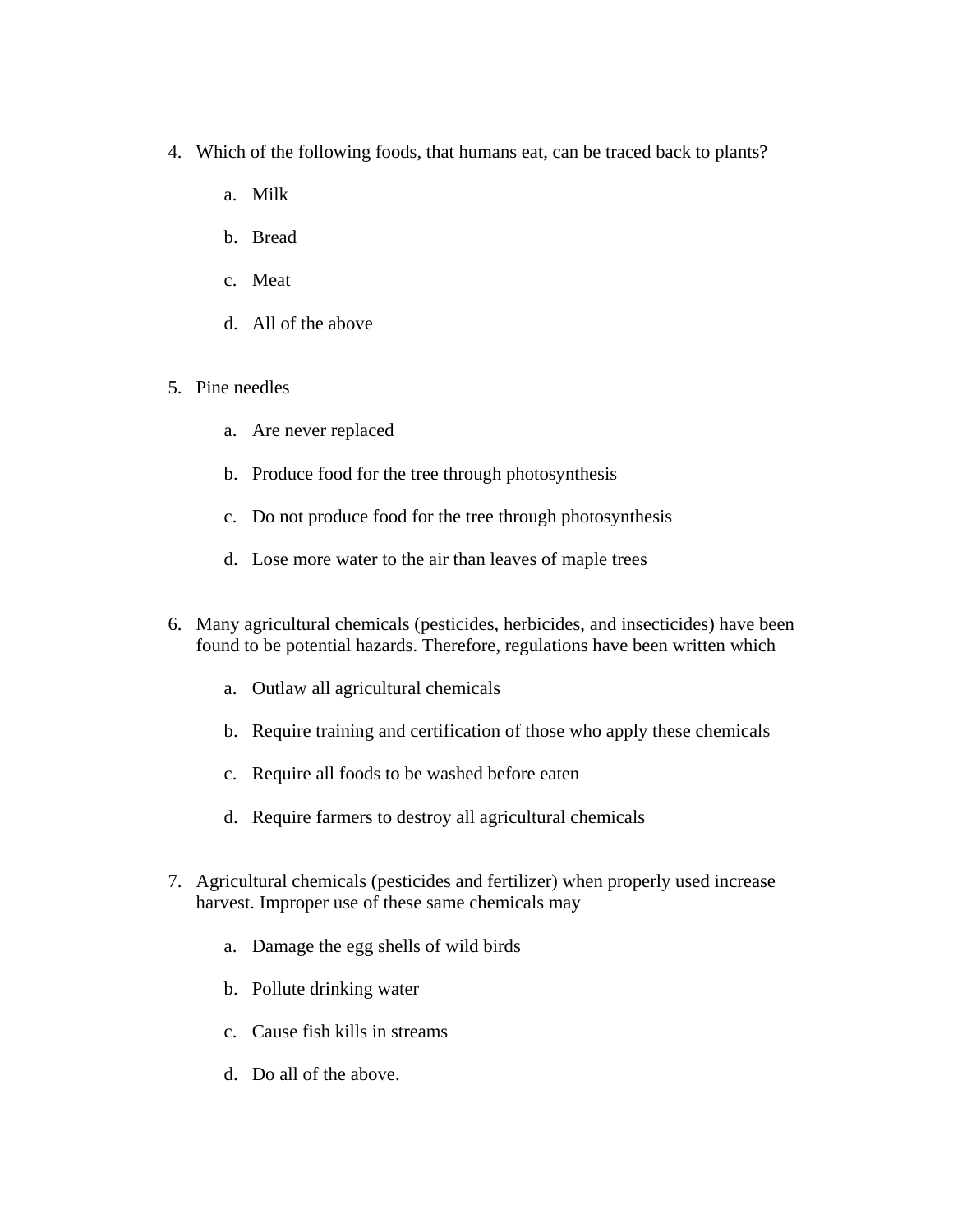4. Which of the following foods, that humans eat, can be traced back to plants?

    a. Milk

    b. Bread

    c. Meat

    d. All of the above

5. Pine needles

    a. Are never replaced

    b. Produce food for the tree through photosynthesis

    c. Do not produce food for the tree through photosynthesis

    d. Lose more water to the air than leaves of maple trees

6. Many agricultural chemicals (pesticides, herbicides, and insecticides) have been found to be potential hazards. Therefore, regulations have been written which

    a. Outlaw all agricultural chemicals

    b. Require training and certification of those who apply these chemicals

    c. Require all foods to be washed before eaten

    d. Require farmers to destroy all agricultural chemicals

7. Agricultural chemicals (pesticides and fertilizer) when properly used increase harvest. Improper use of these same chemicals may

    a. Damage the egg shells of wild birds

    b. Pollute drinking water

    c. Cause fish kills in streams

    d. Do all of the above.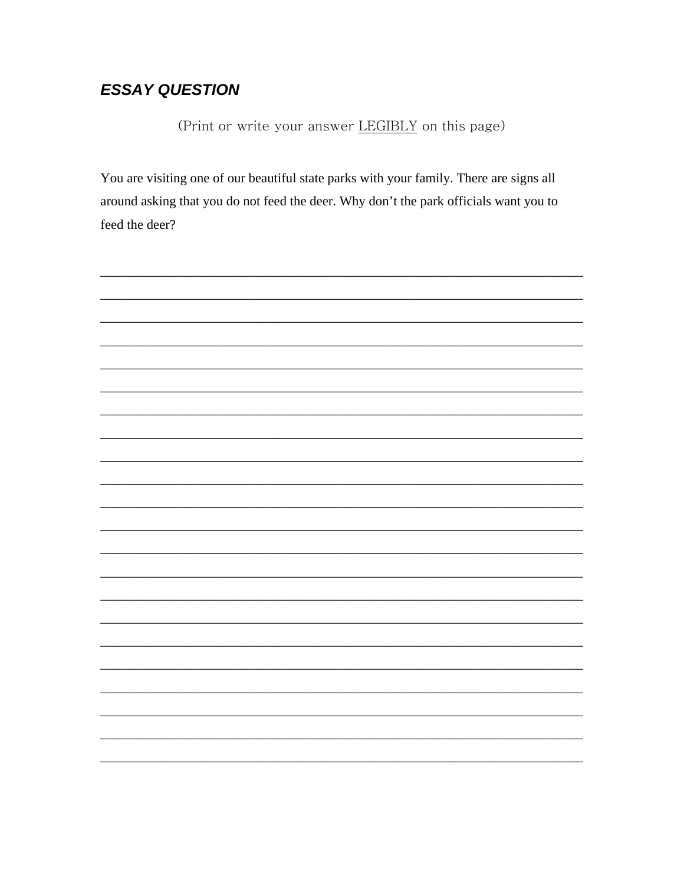## ***ESSAY QUESTION***

(Print or write your answer <u>LEGIBLY</u> on this page)

You are visiting one of our beautiful state parks with your family. There are signs all around asking that you do not feed the deer. Why don't the park officials want you to feed the deer?

\_\_\_\_\_\_\_\_\_\_\_\_\_\_\_\_\_\_\_\_\_\_\_\_\_\_\_\_\_\_\_\_\_\_\_\_\_\_\_\_\_\_\_\_\_\_\_\_\_\_\_\_\_\_\_\_\_\_\_\_\_\_\_\_\_\_\_\_\_\_

\_\_\_\_\_\_\_\_\_\_\_\_\_\_\_\_\_\_\_\_\_\_\_\_\_\_\_\_\_\_\_\_\_\_\_\_\_\_\_\_\_\_\_\_\_\_\_\_\_\_\_\_\_\_\_\_\_\_\_\_\_\_\_\_\_\_\_\_\_\_

\_\_\_\_\_\_\_\_\_\_\_\_\_\_\_\_\_\_\_\_\_\_\_\_\_\_\_\_\_\_\_\_\_\_\_\_\_\_\_\_\_\_\_\_\_\_\_\_\_\_\_\_\_\_\_\_\_\_\_\_\_\_\_\_\_\_\_\_\_\_

\_\_\_\_\_\_\_\_\_\_\_\_\_\_\_\_\_\_\_\_\_\_\_\_\_\_\_\_\_\_\_\_\_\_\_\_\_\_\_\_\_\_\_\_\_\_\_\_\_\_\_\_\_\_\_\_\_\_\_\_\_\_\_\_\_\_\_\_\_\_

\_\_\_\_\_\_\_\_\_\_\_\_\_\_\_\_\_\_\_\_\_\_\_\_\_\_\_\_\_\_\_\_\_\_\_\_\_\_\_\_\_\_\_\_\_\_\_\_\_\_\_\_\_\_\_\_\_\_\_\_\_\_\_\_\_\_\_\_\_\_

\_\_\_\_\_\_\_\_\_\_\_\_\_\_\_\_\_\_\_\_\_\_\_\_\_\_\_\_\_\_\_\_\_\_\_\_\_\_\_\_\_\_\_\_\_\_\_\_\_\_\_\_\_\_\_\_\_\_\_\_\_\_\_\_\_\_\_\_\_\_

\_\_\_\_\_\_\_\_\_\_\_\_\_\_\_\_\_\_\_\_\_\_\_\_\_\_\_\_\_\_\_\_\_\_\_\_\_\_\_\_\_\_\_\_\_\_\_\_\_\_\_\_\_\_\_\_\_\_\_\_\_\_\_\_\_\_\_\_\_\_

\_\_\_\_\_\_\_\_\_\_\_\_\_\_\_\_\_\_\_\_\_\_\_\_\_\_\_\_\_\_\_\_\_\_\_\_\_\_\_\_\_\_\_\_\_\_\_\_\_\_\_\_\_\_\_\_\_\_\_\_\_\_\_\_\_\_\_\_\_\_

\_\_\_\_\_\_\_\_\_\_\_\_\_\_\_\_\_\_\_\_\_\_\_\_\_\_\_\_\_\_\_\_\_\_\_\_\_\_\_\_\_\_\_\_\_\_\_\_\_\_\_\_\_\_\_\_\_\_\_\_\_\_\_\_\_\_\_\_\_\_

\_\_\_\_\_\_\_\_\_\_\_\_\_\_\_\_\_\_\_\_\_\_\_\_\_\_\_\_\_\_\_\_\_\_\_\_\_\_\_\_\_\_\_\_\_\_\_\_\_\_\_\_\_\_\_\_\_\_\_\_\_\_\_\_\_\_\_\_\_\_

\_\_\_\_\_\_\_\_\_\_\_\_\_\_\_\_\_\_\_\_\_\_\_\_\_\_\_\_\_\_\_\_\_\_\_\_\_\_\_\_\_\_\_\_\_\_\_\_\_\_\_\_\_\_\_\_\_\_\_\_\_\_\_\_\_\_\_\_\_\_

\_\_\_\_\_\_\_\_\_\_\_\_\_\_\_\_\_\_\_\_\_\_\_\_\_\_\_\_\_\_\_\_\_\_\_\_\_\_\_\_\_\_\_\_\_\_\_\_\_\_\_\_\_\_\_\_\_\_\_\_\_\_\_\_\_\_\_\_\_\_

\_\_\_\_\_\_\_\_\_\_\_\_\_\_\_\_\_\_\_\_\_\_\_\_\_\_\_\_\_\_\_\_\_\_\_\_\_\_\_\_\_\_\_\_\_\_\_\_\_\_\_\_\_\_\_\_\_\_\_\_\_\_\_\_\_\_\_\_\_\_

\_\_\_\_\_\_\_\_\_\_\_\_\_\_\_\_\_\_\_\_\_\_\_\_\_\_\_\_\_\_\_\_\_\_\_\_\_\_\_\_\_\_\_\_\_\_\_\_\_\_\_\_\_\_\_\_\_\_\_\_\_\_\_\_\_\_\_\_\_\_

\_\_\_\_\_\_\_\_\_\_\_\_\_\_\_\_\_\_\_\_\_\_\_\_\_\_\_\_\_\_\_\_\_\_\_\_\_\_\_\_\_\_\_\_\_\_\_\_\_\_\_\_\_\_\_\_\_\_\_\_\_\_\_\_\_\_\_\_\_\_

\_\_\_\_\_\_\_\_\_\_\_\_\_\_\_\_\_\_\_\_\_\_\_\_\_\_\_\_\_\_\_\_\_\_\_\_\_\_\_\_\_\_\_\_\_\_\_\_\_\_\_\_\_\_\_\_\_\_\_\_\_\_\_\_\_\_\_\_\_\_

\_\_\_\_\_\_\_\_\_\_\_\_\_\_\_\_\_\_\_\_\_\_\_\_\_\_\_\_\_\_\_\_\_\_\_\_\_\_\_\_\_\_\_\_\_\_\_\_\_\_\_\_\_\_\_\_\_\_\_\_\_\_\_\_\_\_\_\_\_\_

\_\_\_\_\_\_\_\_\_\_\_\_\_\_\_\_\_\_\_\_\_\_\_\_\_\_\_\_\_\_\_\_\_\_\_\_\_\_\_\_\_\_\_\_\_\_\_\_\_\_\_\_\_\_\_\_\_\_\_\_\_\_\_\_\_\_\_\_\_\_

\_\_\_\_\_\_\_\_\_\_\_\_\_\_\_\_\_\_\_\_\_\_\_\_\_\_\_\_\_\_\_\_\_\_\_\_\_\_\_\_\_\_\_\_\_\_\_\_\_\_\_\_\_\_\_\_\_\_\_\_\_\_\_\_\_\_\_\_\_\_

\_\_\_\_\_\_\_\_\_\_\_\_\_\_\_\_\_\_\_\_\_\_\_\_\_\_\_\_\_\_\_\_\_\_\_\_\_\_\_\_\_\_\_\_\_\_\_\_\_\_\_\_\_\_\_\_\_\_\_\_\_\_\_\_\_\_\_\_\_\_

\_\_\_\_\_\_\_\_\_\_\_\_\_\_\_\_\_\_\_\_\_\_\_\_\_\_\_\_\_\_\_\_\_\_\_\_\_\_\_\_\_\_\_\_\_\_\_\_\_\_\_\_\_\_\_\_\_\_\_\_\_\_\_\_\_\_\_\_\_\_

\_\_\_\_\_\_\_\_\_\_\_\_\_\_\_\_\_\_\_\_\_\_\_\_\_\_\_\_\_\_\_\_\_\_\_\_\_\_\_\_\_\_\_\_\_\_\_\_\_\_\_\_\_\_\_\_\_\_\_\_\_\_\_\_\_\_\_\_\_\_

\_\_\_\_\_\_\_\_\_\_\_\_\_\_\_\_\_\_\_\_\_\_\_\_\_\_\_\_\_\_\_\_\_\_\_\_\_\_\_\_\_\_\_\_\_\_\_\_\_\_\_\_\_\_\_\_\_\_\_\_\_\_\_\_\_\_\_\_\_\_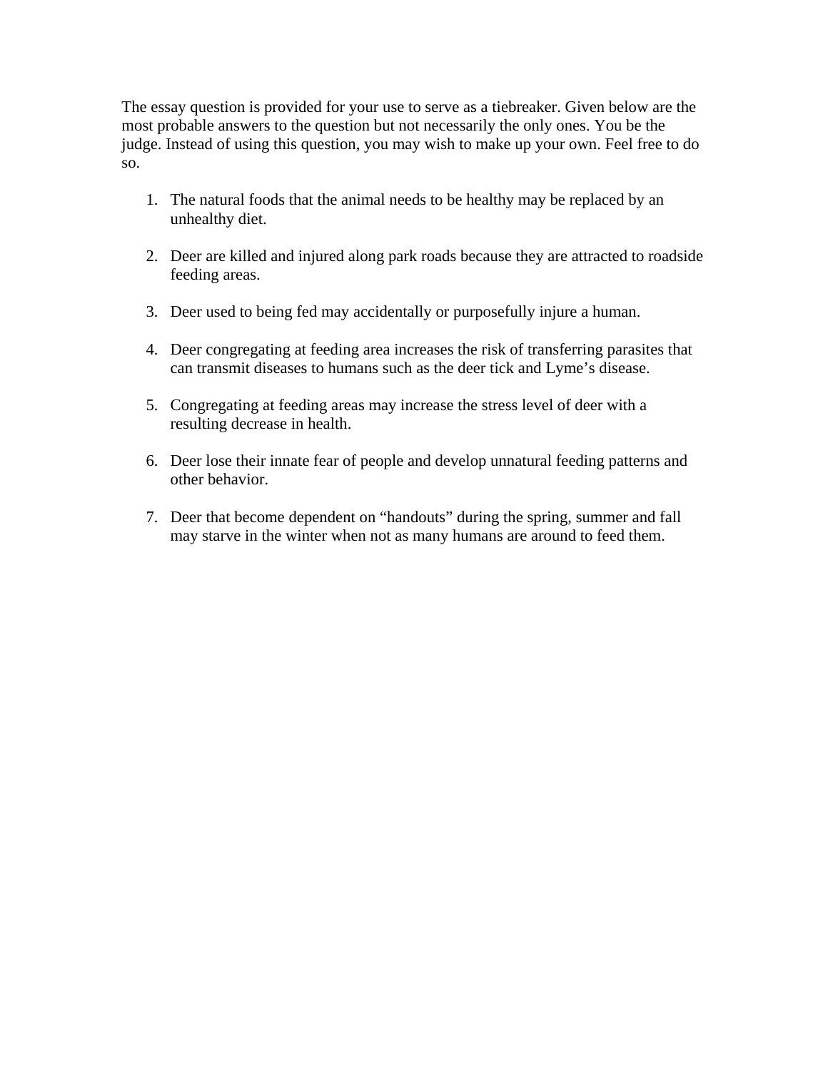The essay question is provided for your use to serve as a tiebreaker. Given below are the most probable answers to the question but not necessarily the only ones. You be the judge. Instead of using this question, you may wish to make up your own. Feel free to do so.

1. The natural foods that the animal needs to be healthy may be replaced by an unhealthy diet.

2. Deer are killed and injured along park roads because they are attracted to roadside feeding areas.

3. Deer used to being fed may accidentally or purposefully injure a human.

4. Deer congregating at feeding area increases the risk of transferring parasites that can transmit diseases to humans such as the deer tick and Lyme's disease.

5. Congregating at feeding areas may increase the stress level of deer with a resulting decrease in health.

6. Deer lose their innate fear of people and develop unnatural feeding patterns and other behavior.

7. Deer that become dependent on "handouts" during the spring, summer and fall may starve in the winter when not as many humans are around to feed them.